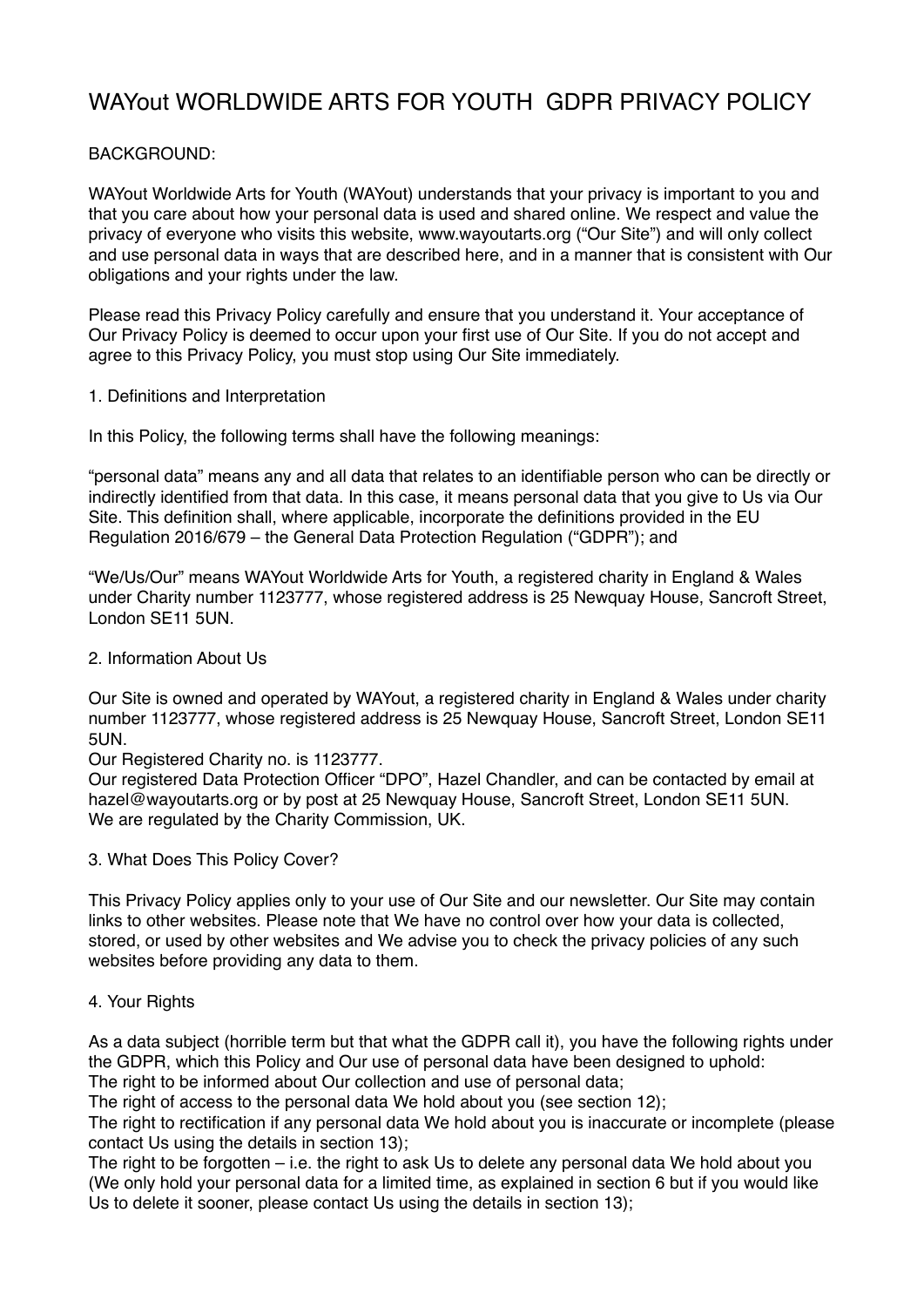# WAYout WORLDWIDE ARTS FOR YOUTH GDPR PRIVACY POLICY

BACKGROUND:

WAYout Worldwide Arts for Youth (WAYout) understands that your privacy is important to you and that you care about how your personal data is used and shared online. We respect and value the privacy of everyone who visits this website, www.wayoutarts.org ("Our Site") and will only collect and use personal data in ways that are described here, and in a manner that is consistent with Our obligations and your rights under the law.

Please read this Privacy Policy carefully and ensure that you understand it. Your acceptance of Our Privacy Policy is deemed to occur upon your first use of Our Site. If you do not accept and agree to this Privacy Policy, you must stop using Our Site immediately.

## 1. Definitions and Interpretation

In this Policy, the following terms shall have the following meanings:

"personal data" means any and all data that relates to an identifiable person who can be directly or indirectly identified from that data. In this case, it means personal data that you give to Us via Our Site. This definition shall, where applicable, incorporate the definitions provided in the EU Regulation 2016/679 – the General Data Protection Regulation ("GDPR"); and

"We/Us/Our" means WAYout Worldwide Arts for Youth, a registered charity in England & Wales under Charity number 1123777, whose registered address is 25 Newquay House, Sancroft Street, London SE11 5UN.

## 2. Information About Us

Our Site is owned and operated by WAYout, a registered charity in England & Wales under charity number 1123777, whose registered address is 25 Newquay House, Sancroft Street, London SE11 5UN.
Our Registered Charity no. is 1123777.
Our registered Data Protection Officer "DPO", Hazel Chandler, and can be contacted by email at hazel@wayoutarts.org or by post at 25 Newquay House, Sancroft Street, London SE11 5UN.
We are regulated by the Charity Commission, UK.

## 3. What Does This Policy Cover?

This Privacy Policy applies only to your use of Our Site and our newsletter. Our Site may contain links to other websites. Please note that We have no control over how your data is collected, stored, or used by other websites and We advise you to check the privacy policies of any such websites before providing any data to them.

## 4. Your Rights

As a data subject (horrible term but that what the GDPR call it), you have the following rights under the GDPR, which this Policy and Our use of personal data have been designed to uphold:
The right to be informed about Our collection and use of personal data;
The right of access to the personal data We hold about you (see section 12);
The right to rectification if any personal data We hold about you is inaccurate or incomplete (please contact Us using the details in section 13);
The right to be forgotten – i.e. the right to ask Us to delete any personal data We hold about you (We only hold your personal data for a limited time, as explained in section 6 but if you would like Us to delete it sooner, please contact Us using the details in section 13);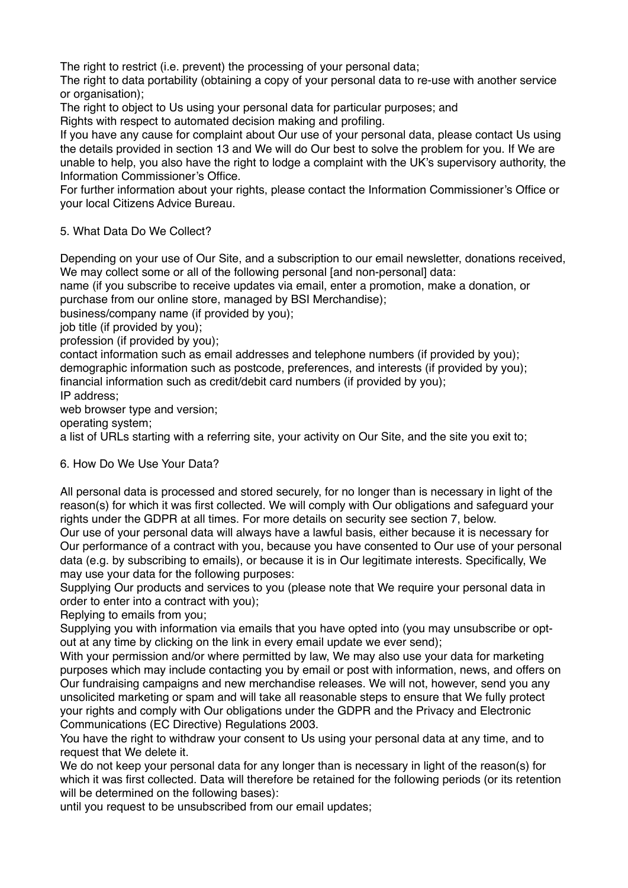The right to restrict (i.e. prevent) the processing of your personal data;

The right to data portability (obtaining a copy of your personal data to re-use with another service or organisation);

The right to object to Us using your personal data for particular purposes; and

Rights with respect to automated decision making and profiling.

If you have any cause for complaint about Our use of your personal data, please contact Us using the details provided in section 13 and We will do Our best to solve the problem for you. If We are unable to help, you also have the right to lodge a complaint with the UK's supervisory authority, the Information Commissioner's Office.

For further information about your rights, please contact the Information Commissioner's Office or your local Citizens Advice Bureau.

## 5. What Data Do We Collect?

Depending on your use of Our Site, and a subscription to our email newsletter, donations received, We may collect some or all of the following personal [and non-personal] data:

name (if you subscribe to receive updates via email, enter a promotion, make a donation, or purchase from our online store, managed by BSI Merchandise);

business/company name (if provided by you);

job title (if provided by you);

profession (if provided by you);

contact information such as email addresses and telephone numbers (if provided by you);

demographic information such as postcode, preferences, and interests (if provided by you);

financial information such as credit/debit card numbers (if provided by you);

IP address;

web browser type and version;

operating system;

a list of URLs starting with a referring site, your activity on Our Site, and the site you exit to;

## 6. How Do We Use Your Data?

All personal data is processed and stored securely, for no longer than is necessary in light of the reason(s) for which it was first collected. We will comply with Our obligations and safeguard your rights under the GDPR at all times. For more details on security see section 7, below.

Our use of your personal data will always have a lawful basis, either because it is necessary for Our performance of a contract with you, because you have consented to Our use of your personal data (e.g. by subscribing to emails), or because it is in Our legitimate interests. Specifically, We may use your data for the following purposes:

Supplying Our products and services to you (please note that We require your personal data in order to enter into a contract with you);

Replying to emails from you;

Supplying you with information via emails that you have opted into (you may unsubscribe or opt-out at any time by clicking on the link in every email update we ever send);

With your permission and/or where permitted by law, We may also use your data for marketing purposes which may include contacting you by email or post with information, news, and offers on Our fundraising campaigns and new merchandise releases. We will not, however, send you any unsolicited marketing or spam and will take all reasonable steps to ensure that We fully protect your rights and comply with Our obligations under the GDPR and the Privacy and Electronic Communications (EC Directive) Regulations 2003.

You have the right to withdraw your consent to Us using your personal data at any time, and to request that We delete it.

We do not keep your personal data for any longer than is necessary in light of the reason(s) for which it was first collected. Data will therefore be retained for the following periods (or its retention will be determined on the following bases):

until you request to be unsubscribed from our email updates;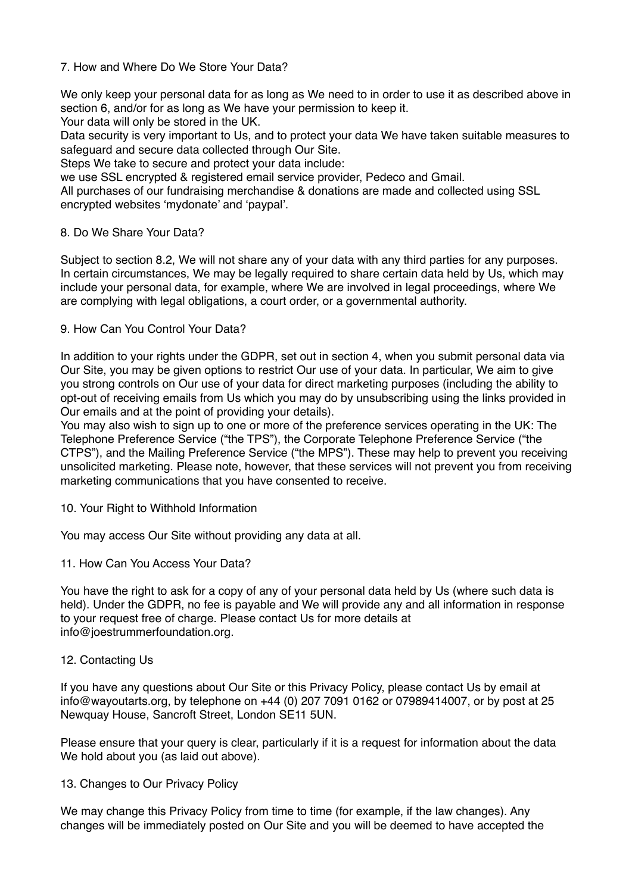## 7. How and Where Do We Store Your Data?

We only keep your personal data for as long as We need to in order to use it as described above in section 6, and/or for as long as We have your permission to keep it.
Your data will only be stored in the UK.
Data security is very important to Us, and to protect your data We have taken suitable measures to safeguard and secure data collected through Our Site.
Steps We take to secure and protect your data include:
we use SSL encrypted & registered email service provider, Pedeco and Gmail.
All purchases of our fundraising merchandise & donations are made and collected using SSL encrypted websites 'mydonate' and 'paypal'.

## 8. Do We Share Your Data?

Subject to section 8.2, We will not share any of your data with any third parties for any purposes.
In certain circumstances, We may be legally required to share certain data held by Us, which may include your personal data, for example, where We are involved in legal proceedings, where We are complying with legal obligations, a court order, or a governmental authority.

## 9. How Can You Control Your Data?

In addition to your rights under the GDPR, set out in section 4, when you submit personal data via Our Site, you may be given options to restrict Our use of your data. In particular, We aim to give you strong controls on Our use of your data for direct marketing purposes (including the ability to opt-out of receiving emails from Us which you may do by unsubscribing using the links provided in Our emails and at the point of providing your details).
You may also wish to sign up to one or more of the preference services operating in the UK: The Telephone Preference Service ("the TPS"), the Corporate Telephone Preference Service ("the CTPS"), and the Mailing Preference Service ("the MPS"). These may help to prevent you receiving unsolicited marketing. Please note, however, that these services will not prevent you from receiving marketing communications that you have consented to receive.

## 10. Your Right to Withhold Information

You may access Our Site without providing any data at all.

## 11. How Can You Access Your Data?

You have the right to ask for a copy of any of your personal data held by Us (where such data is held). Under the GDPR, no fee is payable and We will provide any and all information in response to your request free of charge. Please contact Us for more details at info@joestrummerfoundation.org.

## 12. Contacting Us

If you have any questions about Our Site or this Privacy Policy, please contact Us by email at info@wayoutarts.org, by telephone on +44 (0) 207 7091 0162 or 07989414007, or by post at 25 Newquay House, Sancroft Street, London SE11 5UN.

Please ensure that your query is clear, particularly if it is a request for information about the data We hold about you (as laid out above).

## 13. Changes to Our Privacy Policy

We may change this Privacy Policy from time to time (for example, if the law changes). Any changes will be immediately posted on Our Site and you will be deemed to have accepted the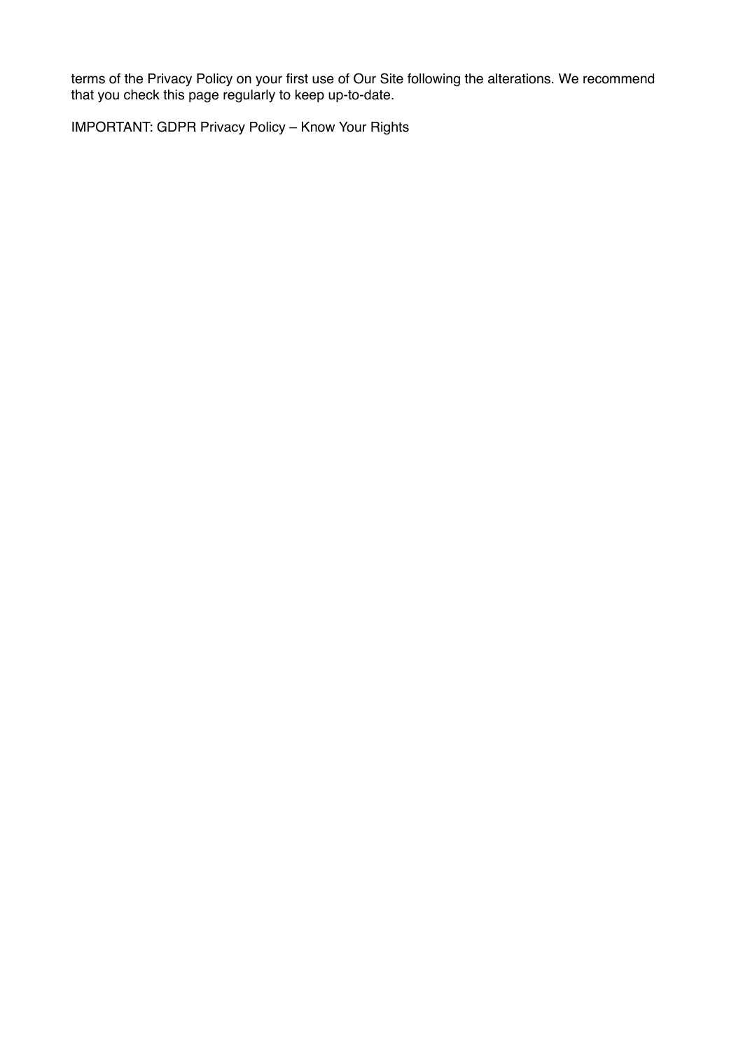terms of the Privacy Policy on your first use of Our Site following the alterations. We recommend that you check this page regularly to keep up-to-date.

IMPORTANT: GDPR Privacy Policy – Know Your Rights